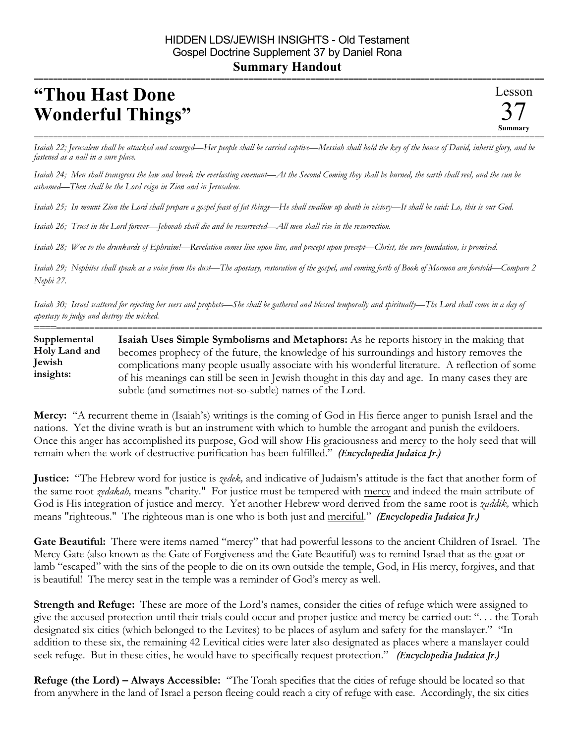HIDDEN LDS/JEWISH INSIGHTS - Old Testament
Gospel Doctrine Supplement 37 by Daniel Rona

**Summary Handout**

# "Thou Hast Done Wonderful Things"

Lesson 37 Summary

*Isaiah 22; Jerusalem shall be attacked and scourged—Her people shall be carried captive—Messiah shall hold the key of the house of David, inherit glory, and be fastened as a nail in a sure place.*

*Isaiah 24; Men shall transgress the law and break the everlasting covenant—At the Second Coming they shall be burned, the earth shall reel, and the sun be ashamed—Then shall be the Lord reign in Zion and in Jerusalem.*

*Isaiah 25; In mount Zion the Lord shall prepare a gospel feast of fat things—He shall swallow up death in victory—It shall be said: Lo, this is our God.*

*Isaiah 26; Trust in the Lord forever—Jehovah shall die and be resurrected—All men shall rise in the resurrection.*

*Isaiah 28; Woe to the drunkards of Ephraim!—Revelation comes line upon line, and precept upon precept—Christ, the sure foundation, is promised.*

*Isaiah 29; Nephites shall speak as a voice from the dust—The apostasy, restoration of the gospel, and coming forth of Book of Mormon are foretold—Compare 2 Nephi 27.*

*Isaiah 30; Israel scattered for rejecting her seers and prophets—She shall be gathered and blessed temporally and spiritually—The Lord shall come in a day of apostasy to judge and destroy the wicked.*

**Supplemental Holy Land and Jewish insights:**

**Isaiah Uses Simple Symbolisms and Metaphors:** As he reports history in the making that becomes prophecy of the future, the knowledge of his surroundings and history removes the complications many people usually associate with his wonderful literature. A reflection of some of his meanings can still be seen in Jewish thought in this day and age. In many cases they are subtle (and sometimes not-so-subtle) names of the Lord.

**Mercy:** "A recurrent theme in (Isaiah's) writings is the coming of God in His fierce anger to punish Israel and the nations. Yet the divine wrath is but an instrument with which to humble the arrogant and punish the evildoers. Once this anger has accomplished its purpose, God will show His graciousness and mercy to the holy seed that will remain when the work of destructive purification has been fulfilled." ***(Encyclopedia Judaica Jr.)***

**Justice:** "The Hebrew word for justice is *zedek,* and indicative of Judaism's attitude is the fact that another form of the same root *zedakah,* means "charity." For justice must be tempered with mercy and indeed the main attribute of God is His integration of justice and mercy. Yet another Hebrew word derived from the same root is *zaddik,* which means "righteous." The righteous man is one who is both just and merciful." ***(Encyclopedia Judaica Jr.)***

**Gate Beautiful:** There were items named "mercy" that had powerful lessons to the ancient Children of Israel. The Mercy Gate (also known as the Gate of Forgiveness and the Gate Beautiful) was to remind Israel that as the goat or lamb "escaped" with the sins of the people to die on its own outside the temple, God, in His mercy, forgives, and that is beautiful! The mercy seat in the temple was a reminder of God's mercy as well.

**Strength and Refuge:** These are more of the Lord's names, consider the cities of refuge which were assigned to give the accused protection until their trials could occur and proper justice and mercy be carried out: ". . . the Torah designated six cities (which belonged to the Levites) to be places of asylum and safety for the manslayer." "In addition to these six, the remaining 42 Levitical cities were later also designated as places where a manslayer could seek refuge. But in these cities, he would have to specifically request protection." ***(Encyclopedia Judaica Jr.)***

**Refuge (the Lord) – Always Accessible:** "The Torah specifies that the cities of refuge should be located so that from anywhere in the land of Israel a person fleeing could reach a city of refuge with ease. Accordingly, the six cities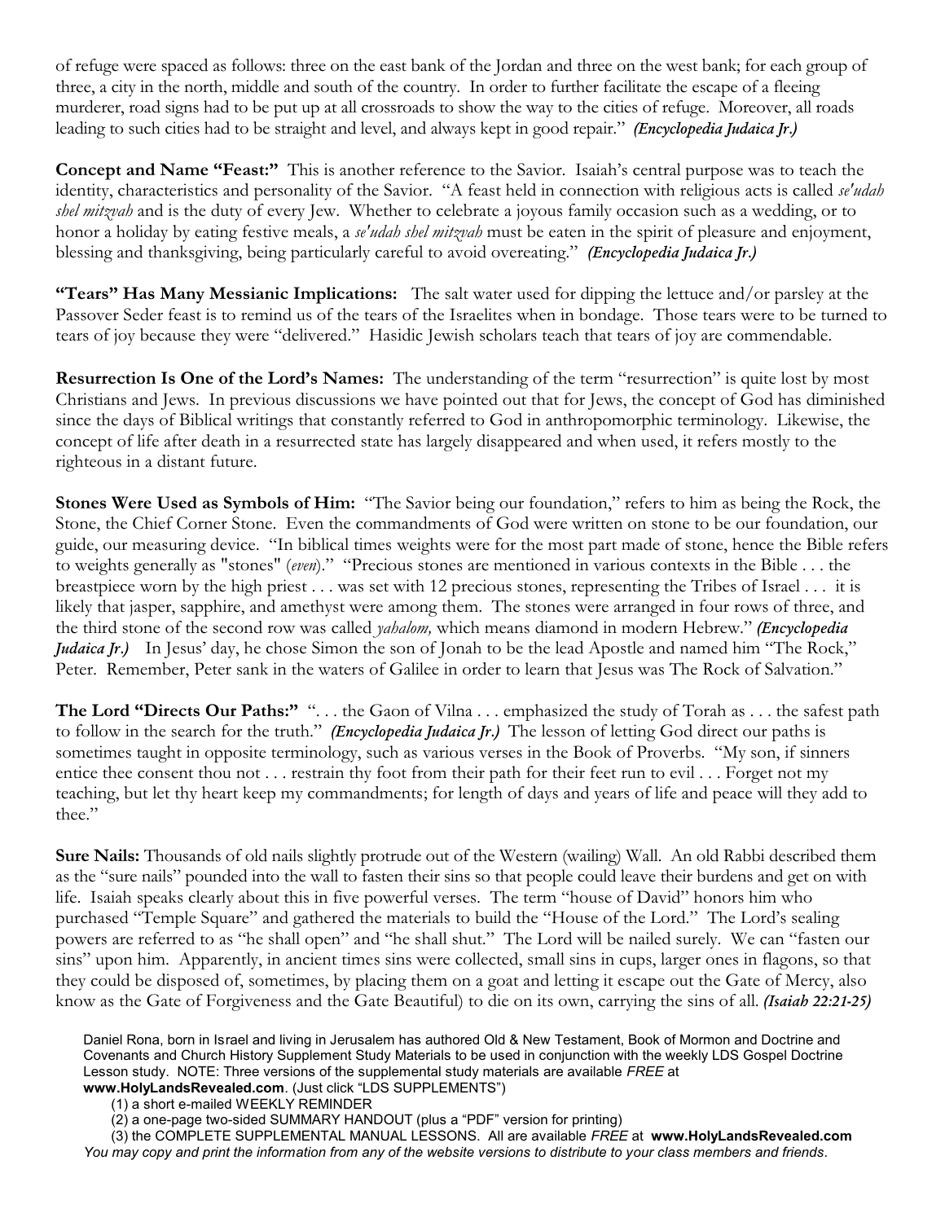of refuge were spaced as follows: three on the east bank of the Jordan and three on the west bank; for each group of three, a city in the north, middle and south of the country. In order to further facilitate the escape of a fleeing murderer, road signs had to be put up at all crossroads to show the way to the cities of refuge. Moreover, all roads leading to such cities had to be straight and level, and always kept in good repair." ***(Encyclopedia Judaica Jr.)***

**Concept and Name "Feast:"** This is another reference to the Savior. Isaiah's central purpose was to teach the identity, characteristics and personality of the Savior. "A feast held in connection with religious acts is called *se'udah shel mitzvah* and is the duty of every Jew. Whether to celebrate a joyous family occasion such as a wedding, or to honor a holiday by eating festive meals, a *se'udah shel mitzvah* must be eaten in the spirit of pleasure and enjoyment, blessing and thanksgiving, being particularly careful to avoid overeating." ***(Encyclopedia Judaica Jr.)***

**"Tears" Has Many Messianic Implications:** The salt water used for dipping the lettuce and/or parsley at the Passover Seder feast is to remind us of the tears of the Israelites when in bondage. Those tears were to be turned to tears of joy because they were "delivered." Hasidic Jewish scholars teach that tears of joy are commendable.

**Resurrection Is One of the Lord's Names:** The understanding of the term "resurrection" is quite lost by most Christians and Jews. In previous discussions we have pointed out that for Jews, the concept of God has diminished since the days of Biblical writings that constantly referred to God in anthropomorphic terminology. Likewise, the concept of life after death in a resurrected state has largely disappeared and when used, it refers mostly to the righteous in a distant future.

**Stones Were Used as Symbols of Him:** "The Savior being our foundation," refers to him as being the Rock, the Stone, the Chief Corner Stone. Even the commandments of God were written on stone to be our foundation, our guide, our measuring device. "In biblical times weights were for the most part made of stone, hence the Bible refers to weights generally as "stones" (*even*)." "Precious stones are mentioned in various contexts in the Bible . . . the breastpiece worn by the high priest . . . was set with 12 precious stones, representing the Tribes of Israel . . . it is likely that jasper, sapphire, and amethyst were among them. The stones were arranged in four rows of three, and the third stone of the second row was called *yahalom,* which means diamond in modern Hebrew." ***(Encyclopedia Judaica Jr.)*** In Jesus' day, he chose Simon the son of Jonah to be the lead Apostle and named him "The Rock," Peter. Remember, Peter sank in the waters of Galilee in order to learn that Jesus was The Rock of Salvation."

**The Lord "Directs Our Paths:"** ". . . the Gaon of Vilna . . . emphasized the study of Torah as . . . the safest path to follow in the search for the truth." ***(Encyclopedia Judaica Jr.)*** The lesson of letting God direct our paths is sometimes taught in opposite terminology, such as various verses in the Book of Proverbs. "My son, if sinners entice thee consent thou not . . . restrain thy foot from their path for their feet run to evil . . . Forget not my teaching, but let thy heart keep my commandments; for length of days and years of life and peace will they add to thee."

**Sure Nails:** Thousands of old nails slightly protrude out of the Western (wailing) Wall. An old Rabbi described them as the "sure nails" pounded into the wall to fasten their sins so that people could leave their burdens and get on with life. Isaiah speaks clearly about this in five powerful verses. The term "house of David" honors him who purchased "Temple Square" and gathered the materials to build the "House of the Lord." The Lord's sealing powers are referred to as "he shall open" and "he shall shut." The Lord will be nailed surely. We can "fasten our sins" upon him. Apparently, in ancient times sins were collected, small sins in cups, larger ones in flagons, so that they could be disposed of, sometimes, by placing them on a goat and letting it escape out the Gate of Mercy, also know as the Gate of Forgiveness and the Gate Beautiful) to die on its own, carrying the sins of all. ***(Isaiah 22:21-25)***

Daniel Rona, born in Israel and living in Jerusalem has authored Old & New Testament, Book of Mormon and Doctrine and Covenants and Church History Supplement Study Materials to be used in conjunction with the weekly LDS Gospel Doctrine Lesson study. NOTE: Three versions of the supplemental study materials are available *FREE* at **www.HolyLandsRevealed.com**. (Just click "LDS SUPPLEMENTS")

(1) a short e-mailed WEEKLY REMINDER
(2) a one-page two-sided SUMMARY HANDOUT (plus a "PDF" version for printing)
(3) the COMPLETE SUPPLEMENTAL MANUAL LESSONS. All are available *FREE* at **www.HolyLandsRevealed.com**

*You may copy and print the information from any of the website versions to distribute to your class members and friends.*